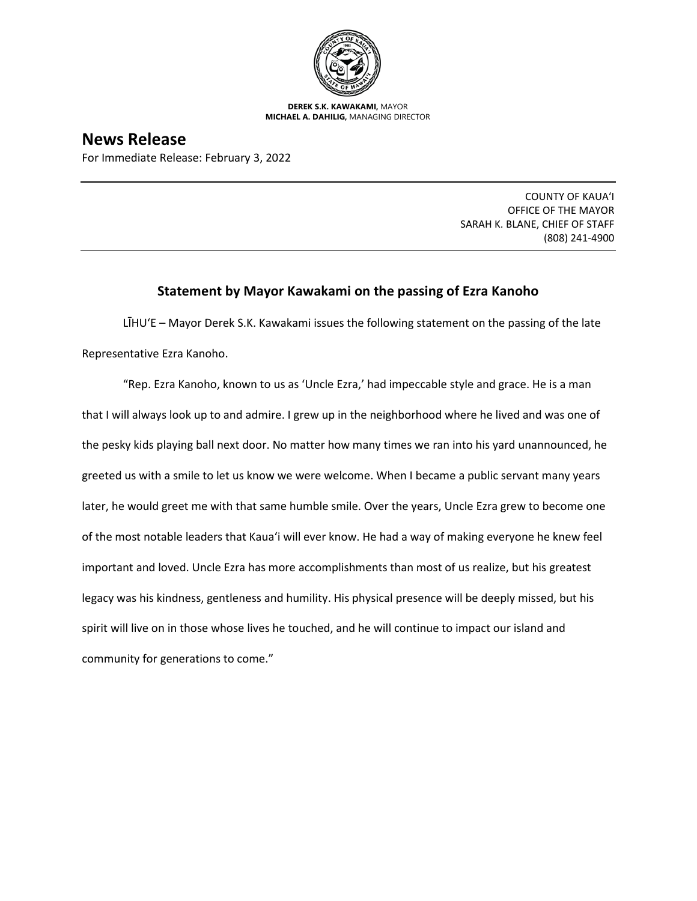**DEREK S.K. KAWAKAMI,** MAYOR
**MICHAEL A. DAHILIG,** MANAGING DIRECTOR

# News Release

For Immediate Release: February 3, 2022

COUNTY OF KAUAʻI
OFFICE OF THE MAYOR
SARAH K. BLANE, CHIEF OF STAFF
(808) 241-4900

## Statement by Mayor Kawakami on the passing of Ezra Kanoho

LĪHUʻE – Mayor Derek S.K. Kawakami issues the following statement on the passing of the late Representative Ezra Kanoho.

"Rep. Ezra Kanoho, known to us as 'Uncle Ezra,' had impeccable style and grace. He is a man that I will always look up to and admire. I grew up in the neighborhood where he lived and was one of the pesky kids playing ball next door. No matter how many times we ran into his yard unannounced, he greeted us with a smile to let us know we were welcome. When I became a public servant many years later, he would greet me with that same humble smile. Over the years, Uncle Ezra grew to become one of the most notable leaders that Kauaʻi will ever know. He had a way of making everyone he knew feel important and loved. Uncle Ezra has more accomplishments than most of us realize, but his greatest legacy was his kindness, gentleness and humility. His physical presence will be deeply missed, but his spirit will live on in those whose lives he touched, and he will continue to impact our island and community for generations to come."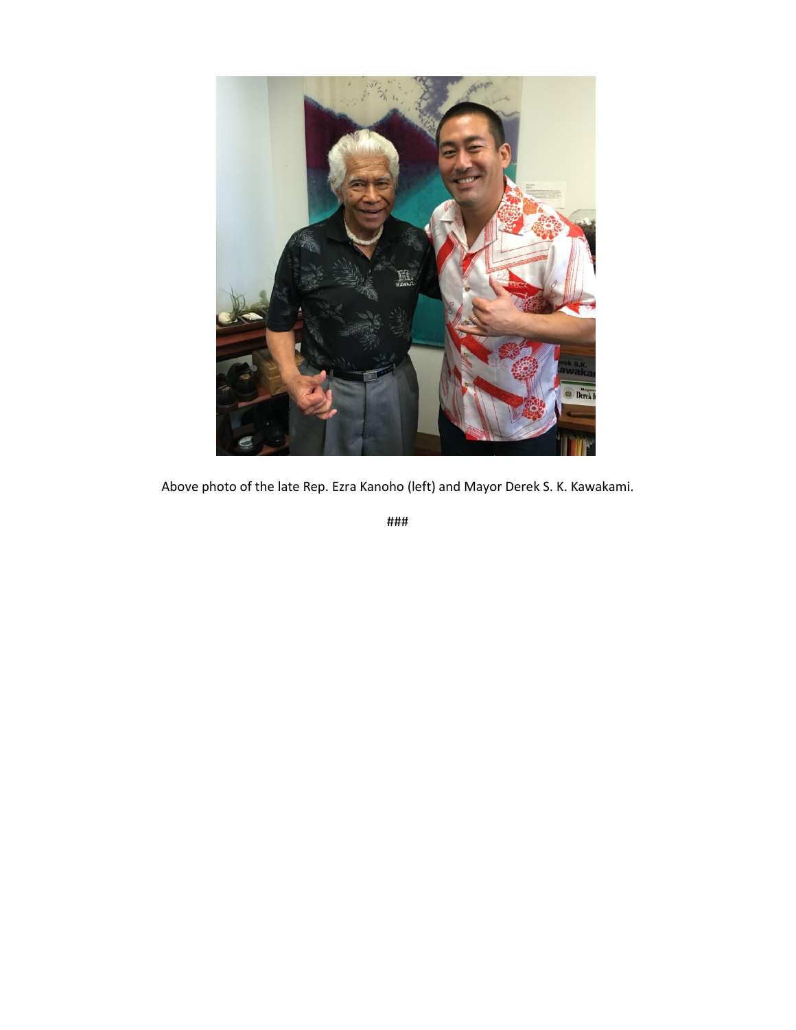Above photo of the late Rep. Ezra Kanoho (left) and Mayor Derek S. K. Kawakami.

###